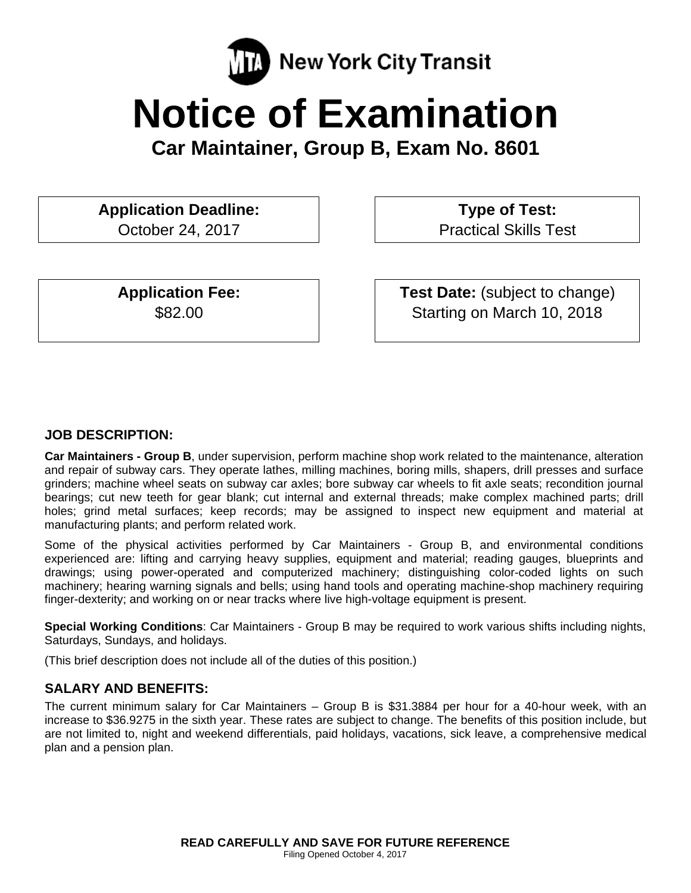MTA New York City Transit

# Notice of Examination

## Car Maintainer, Group B, Exam No. 8601

| **Application Deadline:** | **Type of Test:** |
| --- | --- |
| October 24, 2017 | Practical Skills Test |

| **Application Fee:** | **Test Date:** (subject to change) |
| --- | --- |
| $82.00 | Starting on March 10, 2018 |

### JOB DESCRIPTION:

**Car Maintainers - Group B**, under supervision, perform machine shop work related to the maintenance, alteration and repair of subway cars. They operate lathes, milling machines, boring mills, shapers, drill presses and surface grinders; machine wheel seats on subway car axles; bore subway car wheels to fit axle seats; recondition journal bearings; cut new teeth for gear blank; cut internal and external threads; make complex machined parts; drill holes; grind metal surfaces; keep records; may be assigned to inspect new equipment and material at manufacturing plants; and perform related work.

Some of the physical activities performed by Car Maintainers - Group B, and environmental conditions experienced are: lifting and carrying heavy supplies, equipment and material; reading gauges, blueprints and drawings; using power-operated and computerized machinery; distinguishing color-coded lights on such machinery; hearing warning signals and bells; using hand tools and operating machine-shop machinery requiring finger-dexterity; and working on or near tracks where live high-voltage equipment is present.

**Special Working Conditions**: Car Maintainers - Group B may be required to work various shifts including nights, Saturdays, Sundays, and holidays.

(This brief description does not include all of the duties of this position.)

### SALARY AND BENEFITS:

The current minimum salary for Car Maintainers – Group B is $31.3884 per hour for a 40-hour week, with an increase to $36.9275 in the sixth year. These rates are subject to change. The benefits of this position include, but are not limited to, night and weekend differentials, paid holidays, vacations, sick leave, a comprehensive medical plan and a pension plan.

**READ CAREFULLY AND SAVE FOR FUTURE REFERENCE**

Filing Opened October 4, 2017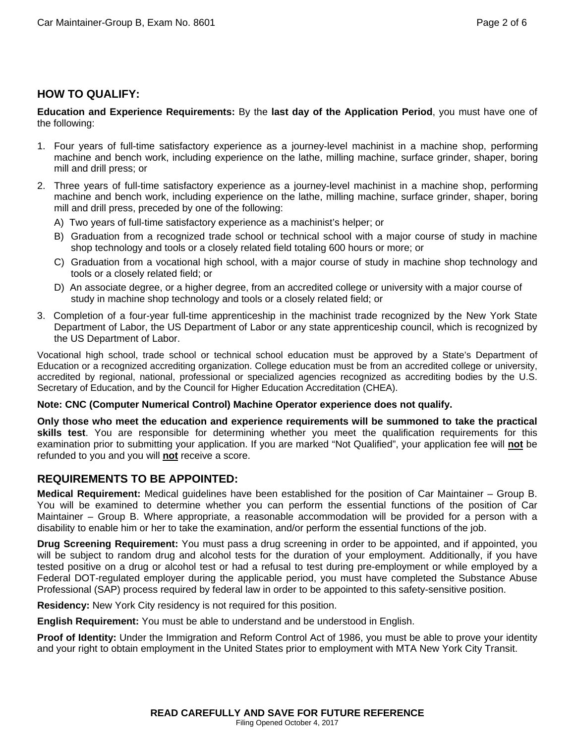## HOW TO QUALIFY:

**Education and Experience Requirements:** By the **last day of the Application Period**, you must have one of the following:

1. Four years of full-time satisfactory experience as a journey-level machinist in a machine shop, performing machine and bench work, including experience on the lathe, milling machine, surface grinder, shaper, boring mill and drill press; or
2. Three years of full-time satisfactory experience as a journey-level machinist in a machine shop, performing machine and bench work, including experience on the lathe, milling machine, surface grinder, shaper, boring mill and drill press, preceded by one of the following:
   A) Two years of full-time satisfactory experience as a machinist's helper; or
   B) Graduation from a recognized trade school or technical school with a major course of study in machine shop technology and tools or a closely related field totaling 600 hours or more; or
   C) Graduation from a vocational high school, with a major course of study in machine shop technology and tools or a closely related field; or
   D) An associate degree, or a higher degree, from an accredited college or university with a major course of study in machine shop technology and tools or a closely related field; or
3. Completion of a four-year full-time apprenticeship in the machinist trade recognized by the New York State Department of Labor, the US Department of Labor or any state apprenticeship council, which is recognized by the US Department of Labor.

Vocational high school, trade school or technical school education must be approved by a State's Department of Education or a recognized accrediting organization. College education must be from an accredited college or university, accredited by regional, national, professional or specialized agencies recognized as accrediting bodies by the U.S. Secretary of Education, and by the Council for Higher Education Accreditation (CHEA).

**Note: CNC (Computer Numerical Control) Machine Operator experience does not qualify.**

**Only those who meet the education and experience requirements will be summoned to take the practical skills test**. You are responsible for determining whether you meet the qualification requirements for this examination prior to submitting your application. If you are marked "Not Qualified", your application fee will **not** be refunded to you and you will **not** receive a score.

## REQUIREMENTS TO BE APPOINTED:

**Medical Requirement:** Medical guidelines have been established for the position of Car Maintainer – Group B. You will be examined to determine whether you can perform the essential functions of the position of Car Maintainer – Group B. Where appropriate, a reasonable accommodation will be provided for a person with a disability to enable him or her to take the examination, and/or perform the essential functions of the job.

**Drug Screening Requirement:** You must pass a drug screening in order to be appointed, and if appointed, you will be subject to random drug and alcohol tests for the duration of your employment. Additionally, if you have tested positive on a drug or alcohol test or had a refusal to test during pre-employment or while employed by a Federal DOT-regulated employer during the applicable period, you must have completed the Substance Abuse Professional (SAP) process required by federal law in order to be appointed to this safety-sensitive position.

**Residency:** New York City residency is not required for this position.

**English Requirement:** You must be able to understand and be understood in English.

**Proof of Identity:** Under the Immigration and Reform Control Act of 1986, you must be able to prove your identity and your right to obtain employment in the United States prior to employment with MTA New York City Transit.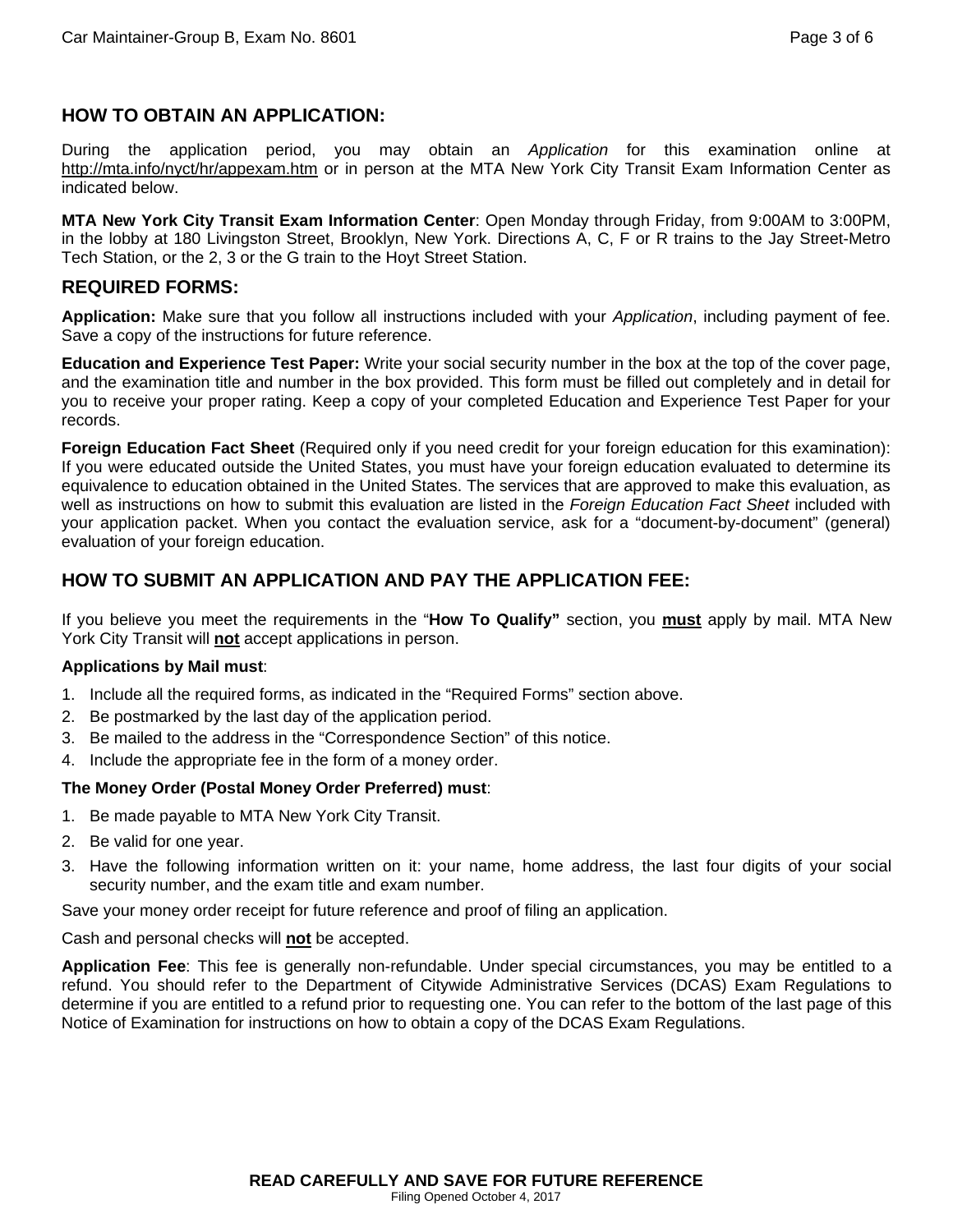## HOW TO OBTAIN AN APPLICATION:

During the application period, you may obtain an *Application* for this examination online at http://mta.info/nyct/hr/appexam.htm or in person at the MTA New York City Transit Exam Information Center as indicated below.

**MTA New York City Transit Exam Information Center**: Open Monday through Friday, from 9:00AM to 3:00PM, in the lobby at 180 Livingston Street, Brooklyn, New York. Directions A, C, F or R trains to the Jay Street-Metro Tech Station, or the 2, 3 or the G train to the Hoyt Street Station.

## REQUIRED FORMS:

**Application:** Make sure that you follow all instructions included with your *Application*, including payment of fee. Save a copy of the instructions for future reference.

**Education and Experience Test Paper:** Write your social security number in the box at the top of the cover page, and the examination title and number in the box provided. This form must be filled out completely and in detail for you to receive your proper rating. Keep a copy of your completed Education and Experience Test Paper for your records.

**Foreign Education Fact Sheet** (Required only if you need credit for your foreign education for this examination): If you were educated outside the United States, you must have your foreign education evaluated to determine its equivalence to education obtained in the United States. The services that are approved to make this evaluation, as well as instructions on how to submit this evaluation are listed in the *Foreign Education Fact Sheet* included with your application packet. When you contact the evaluation service, ask for a "document-by-document" (general) evaluation of your foreign education.

## HOW TO SUBMIT AN APPLICATION AND PAY THE APPLICATION FEE:

If you believe you meet the requirements in the "**How To Qualify"** section, you **must** apply by mail. MTA New York City Transit will **not** accept applications in person.

**Applications by Mail must**:

1. Include all the required forms, as indicated in the "Required Forms" section above.
2. Be postmarked by the last day of the application period.
3. Be mailed to the address in the "Correspondence Section" of this notice.
4. Include the appropriate fee in the form of a money order.

**The Money Order (Postal Money Order Preferred) must**:

1. Be made payable to MTA New York City Transit.
2. Be valid for one year.
3. Have the following information written on it: your name, home address, the last four digits of your social security number, and the exam title and exam number.

Save your money order receipt for future reference and proof of filing an application.

Cash and personal checks will **not** be accepted.

**Application Fee**: This fee is generally non-refundable. Under special circumstances, you may be entitled to a refund. You should refer to the Department of Citywide Administrative Services (DCAS) Exam Regulations to determine if you are entitled to a refund prior to requesting one. You can refer to the bottom of the last page of this Notice of Examination for instructions on how to obtain a copy of the DCAS Exam Regulations.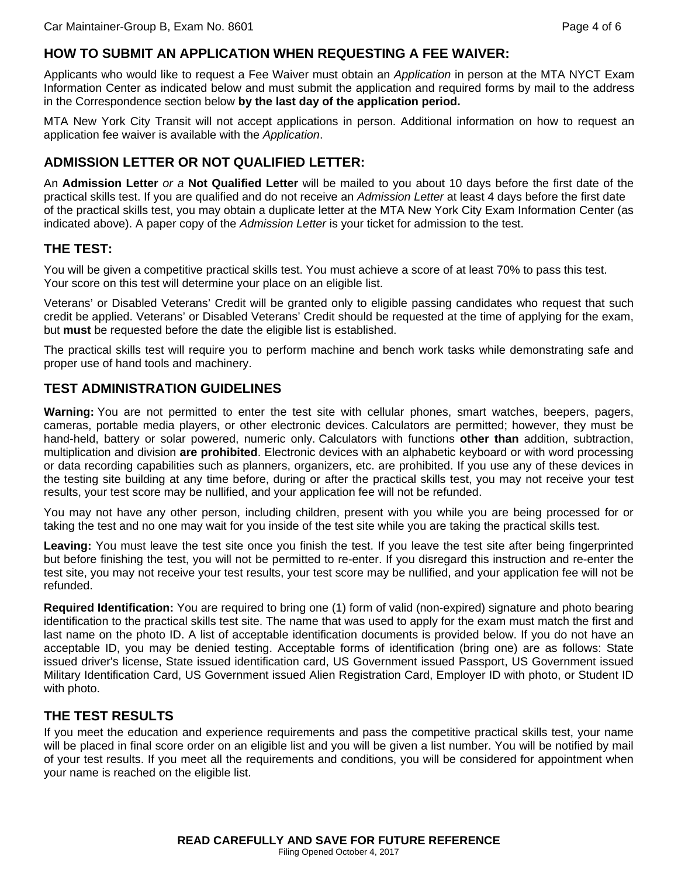## HOW TO SUBMIT AN APPLICATION WHEN REQUESTING A FEE WAIVER:

Applicants who would like to request a Fee Waiver must obtain an *Application* in person at the MTA NYCT Exam Information Center as indicated below and must submit the application and required forms by mail to the address in the Correspondence section below **by the last day of the application period.**

MTA New York City Transit will not accept applications in person. Additional information on how to request an application fee waiver is available with the *Application*.

## ADMISSION LETTER OR NOT QUALIFIED LETTER:

An **Admission Letter** *or a* **Not Qualified Letter** will be mailed to you about 10 days before the first date of the practical skills test. If you are qualified and do not receive an *Admission Letter* at least 4 days before the first date of the practical skills test, you may obtain a duplicate letter at the MTA New York City Exam Information Center (as indicated above). A paper copy of the *Admission Letter* is your ticket for admission to the test.

## THE TEST:

You will be given a competitive practical skills test. You must achieve a score of at least 70% to pass this test. Your score on this test will determine your place on an eligible list.

Veterans' or Disabled Veterans' Credit will be granted only to eligible passing candidates who request that such credit be applied. Veterans' or Disabled Veterans' Credit should be requested at the time of applying for the exam, but **must** be requested before the date the eligible list is established.

The practical skills test will require you to perform machine and bench work tasks while demonstrating safe and proper use of hand tools and machinery.

## TEST ADMINISTRATION GUIDELINES

**Warning:** You are not permitted to enter the test site with cellular phones, smart watches, beepers, pagers, cameras, portable media players, or other electronic devices. Calculators are permitted; however, they must be hand-held, battery or solar powered, numeric only. Calculators with functions **other than** addition, subtraction, multiplication and division **are prohibited**. Electronic devices with an alphabetic keyboard or with word processing or data recording capabilities such as planners, organizers, etc. are prohibited. If you use any of these devices in the testing site building at any time before, during or after the practical skills test, you may not receive your test results, your test score may be nullified, and your application fee will not be refunded.

You may not have any other person, including children, present with you while you are being processed for or taking the test and no one may wait for you inside of the test site while you are taking the practical skills test.

**Leaving:** You must leave the test site once you finish the test. If you leave the test site after being fingerprinted but before finishing the test, you will not be permitted to re-enter. If you disregard this instruction and re-enter the test site, you may not receive your test results, your test score may be nullified, and your application fee will not be refunded.

**Required Identification:** You are required to bring one (1) form of valid (non-expired) signature and photo bearing identification to the practical skills test site. The name that was used to apply for the exam must match the first and last name on the photo ID. A list of acceptable identification documents is provided below. If you do not have an acceptable ID, you may be denied testing. Acceptable forms of identification (bring one) are as follows: State issued driver's license, State issued identification card, US Government issued Passport, US Government issued Military Identification Card, US Government issued Alien Registration Card, Employer ID with photo, or Student ID with photo.

## THE TEST RESULTS

If you meet the education and experience requirements and pass the competitive practical skills test, your name will be placed in final score order on an eligible list and you will be given a list number. You will be notified by mail of your test results. If you meet all the requirements and conditions, you will be considered for appointment when your name is reached on the eligible list.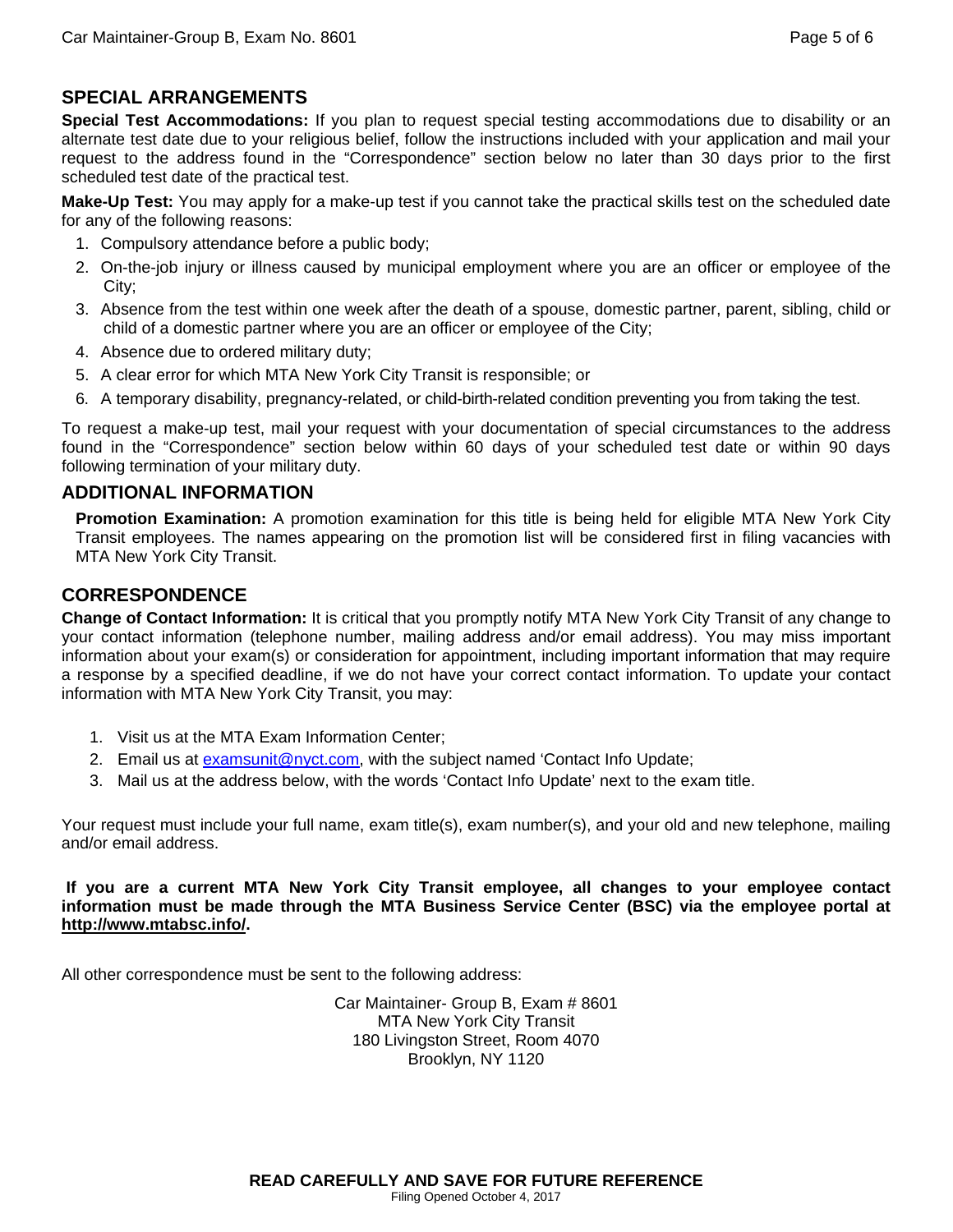## SPECIAL ARRANGEMENTS

**Special Test Accommodations:** If you plan to request special testing accommodations due to disability or an alternate test date due to your religious belief, follow the instructions included with your application and mail your request to the address found in the "Correspondence" section below no later than 30 days prior to the first scheduled test date of the practical test.

**Make-Up Test:** You may apply for a make-up test if you cannot take the practical skills test on the scheduled date for any of the following reasons:

1. Compulsory attendance before a public body;
2. On-the-job injury or illness caused by municipal employment where you are an officer or employee of the City;
3. Absence from the test within one week after the death of a spouse, domestic partner, parent, sibling, child or child of a domestic partner where you are an officer or employee of the City;
4. Absence due to ordered military duty;
5. A clear error for which MTA New York City Transit is responsible; or
6. A temporary disability, pregnancy-related, or child-birth-related condition preventing you from taking the test.

To request a make-up test, mail your request with your documentation of special circumstances to the address found in the "Correspondence" section below within 60 days of your scheduled test date or within 90 days following termination of your military duty.

## ADDITIONAL INFORMATION

**Promotion Examination:** A promotion examination for this title is being held for eligible MTA New York City Transit employees. The names appearing on the promotion list will be considered first in filing vacancies with MTA New York City Transit.

## CORRESPONDENCE

**Change of Contact Information:** It is critical that you promptly notify MTA New York City Transit of any change to your contact information (telephone number, mailing address and/or email address). You may miss important information about your exam(s) or consideration for appointment, including important information that may require a response by a specified deadline, if we do not have your correct contact information. To update your contact information with MTA New York City Transit, you may:

1. Visit us at the MTA Exam Information Center;
2. Email us at examsunit@nyct.com, with the subject named 'Contact Info Update;
3. Mail us at the address below, with the words 'Contact Info Update' next to the exam title.

Your request must include your full name, exam title(s), exam number(s), and your old and new telephone, mailing and/or email address.

**If you are a current MTA New York City Transit employee, all changes to your employee contact information must be made through the MTA Business Service Center (BSC) via the employee portal at http://www.mtabsc.info/.**

All other correspondence must be sent to the following address:

Car Maintainer- Group B, Exam # 8601
MTA New York City Transit
180 Livingston Street, Room 4070
Brooklyn, NY 1120

**READ CAREFULLY AND SAVE FOR FUTURE REFERENCE**

Filing Opened October 4, 2017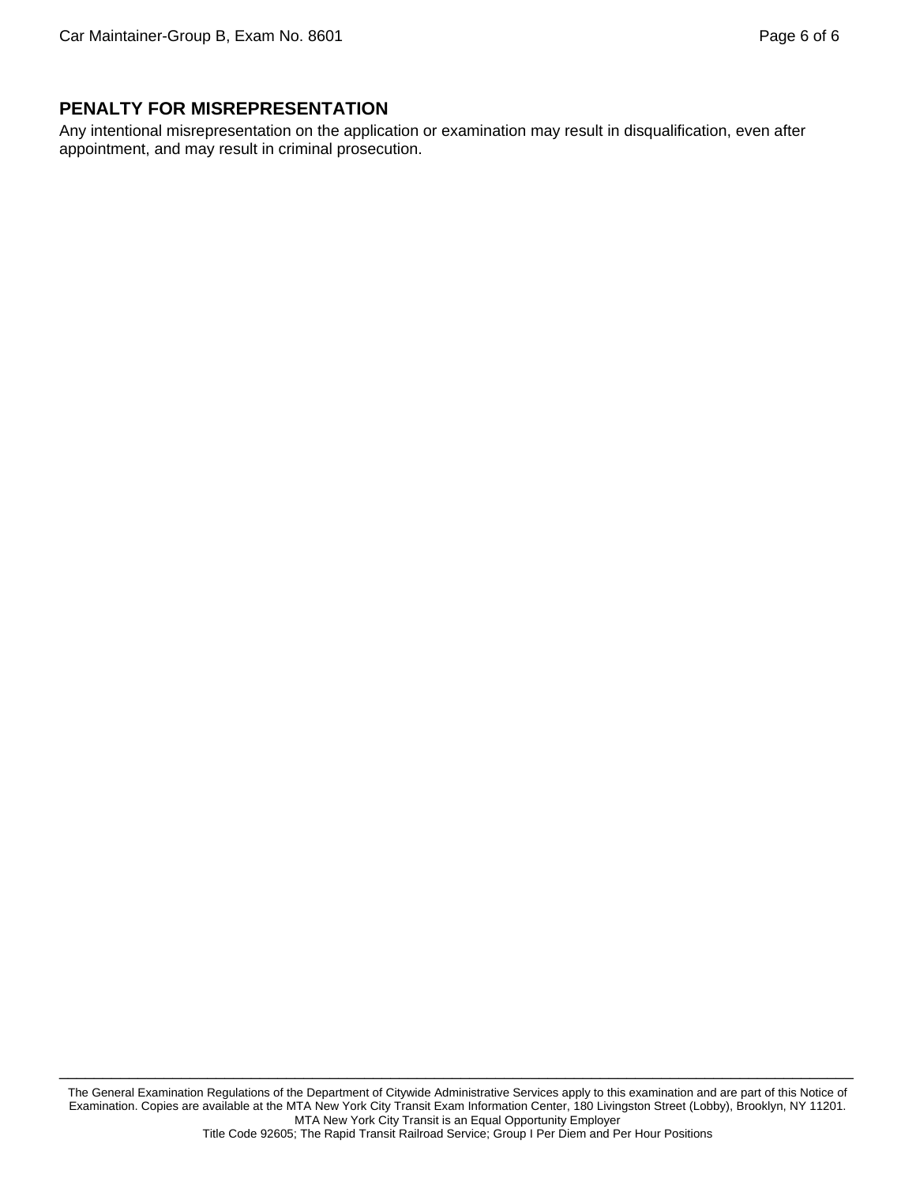## PENALTY FOR MISREPRESENTATION

Any intentional misrepresentation on the application or examination may result in disqualification, even after appointment, and may result in criminal prosecution.

The General Examination Regulations of the Department of Citywide Administrative Services apply to this examination and are part of this Notice of Examination. Copies are available at the MTA New York City Transit Exam Information Center, 180 Livingston Street (Lobby), Brooklyn, NY 11201.
MTA New York City Transit is an Equal Opportunity Employer
Title Code 92605; The Rapid Transit Railroad Service; Group I Per Diem and Per Hour Positions